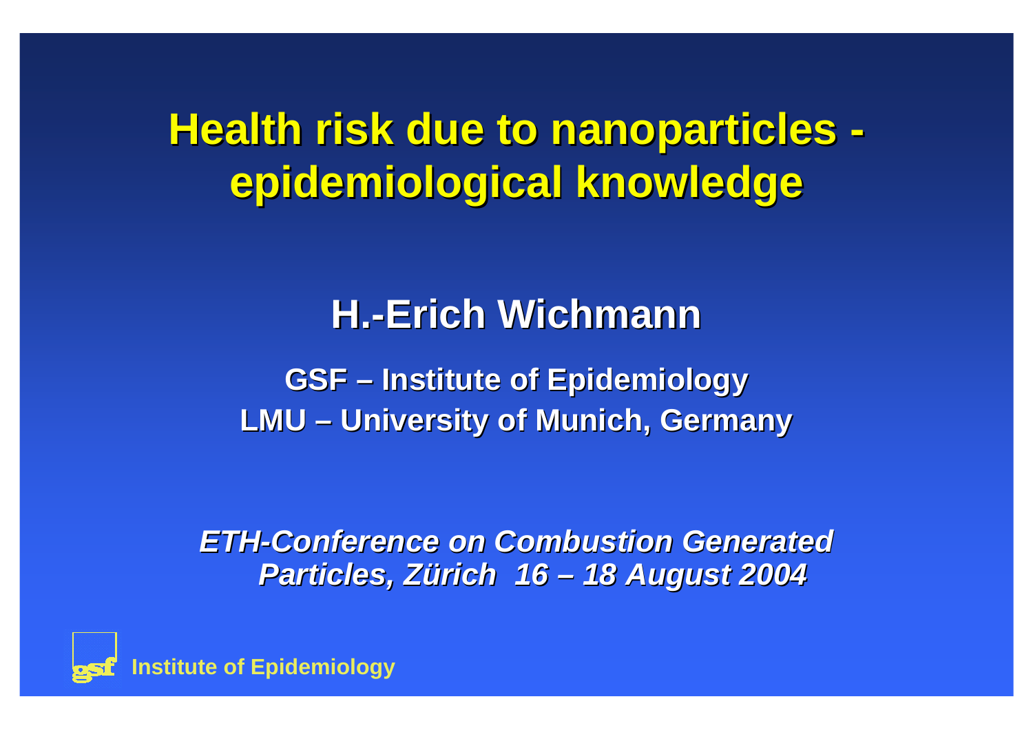# Health risk due to nanoparticles - epidemiological knowledge

## H.-Erich Wichmann

**GSF – Institute of Epidemiology**
**LMU – University of Munich, Germany**

***ETH-Conference on Combustion Generated Particles, Zürich 16 – 18 August 2004***

**Institute of Epidemiology**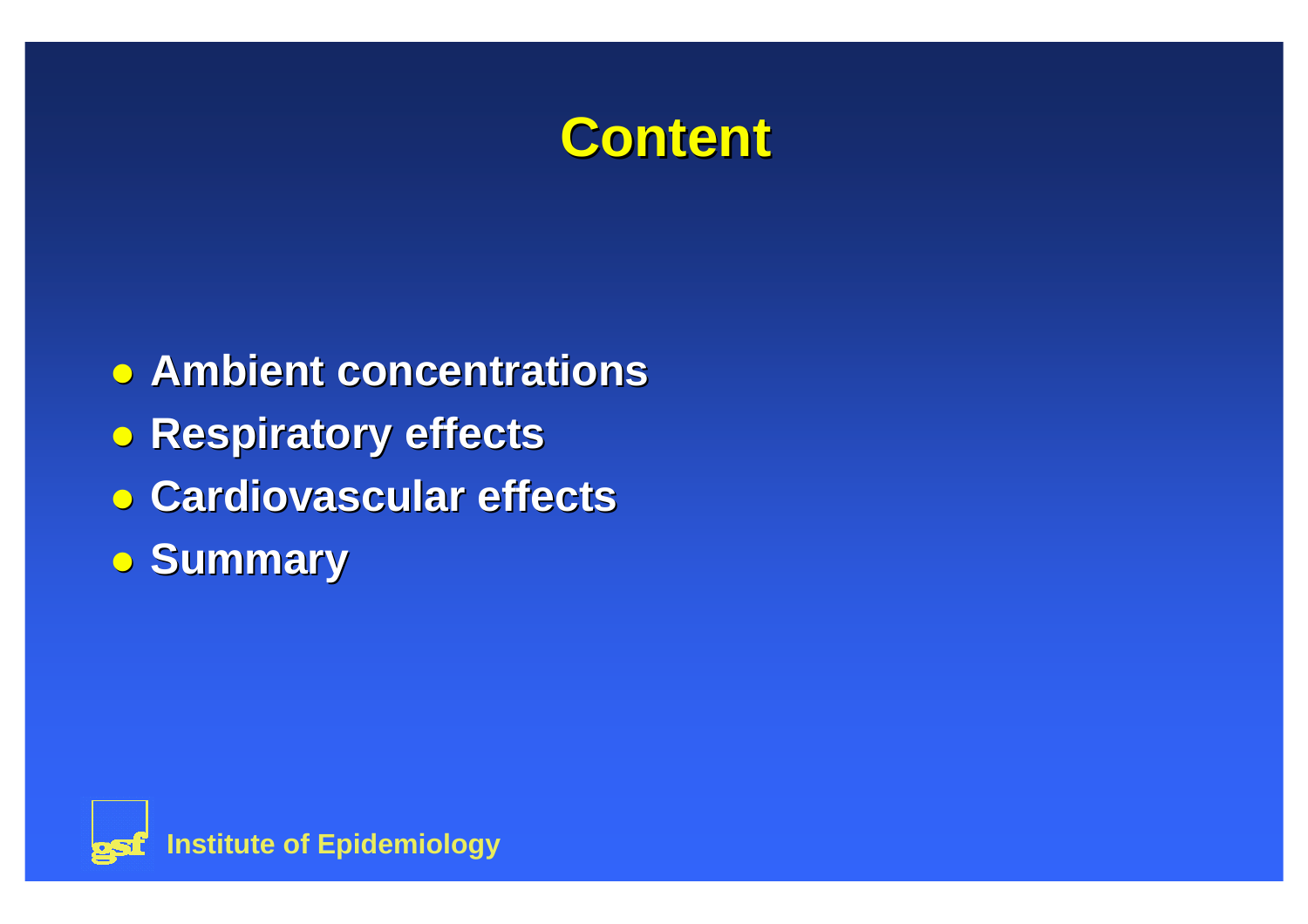# Content

- Ambient concentrations
- Respiratory effects
- Cardiovascular effects
- Summary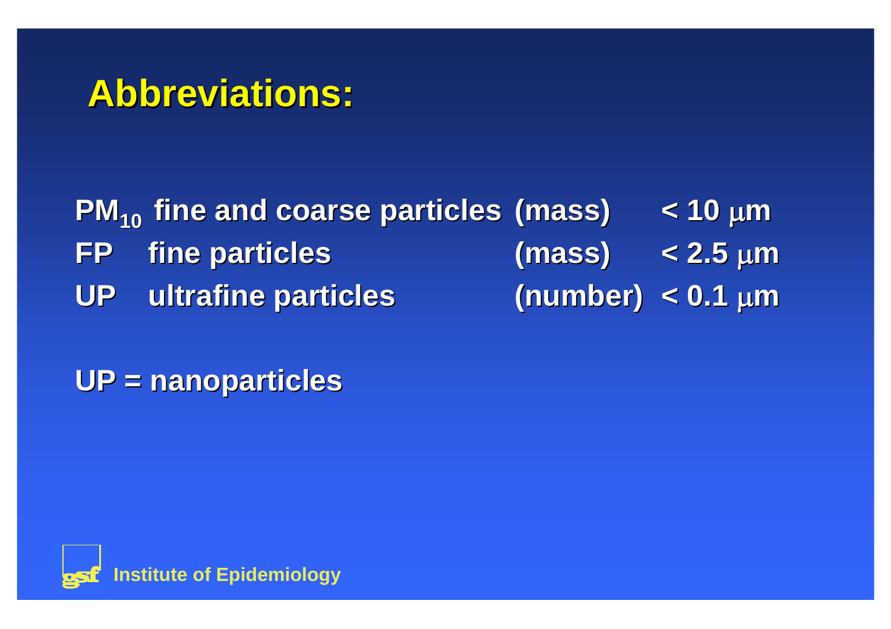# Abbreviations:

| | | | |
|---|---|---|---|
| $PM_{10}$ | fine and coarse particles | (mass) | < 10 μm |
| FP | fine particles | (mass) | < 2.5 μm |
| UP | ultrafine particles | (number) | < 0.1 μm |

UP = nanoparticles

gsf Institute of Epidemiology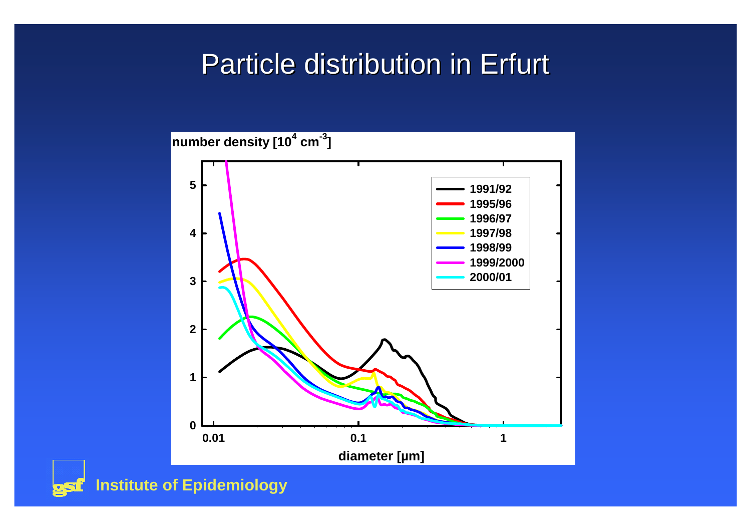# Particle distribution in Erfurt

number density [$10^4$ cm$^{-3}$]

| 1991/92 |
| --- |
| 1995/96 |
| 1996/97 |
| 1997/98 |
| 1998/99 |
| 1999/2000 |
| 2000/01 |

diameter [µm]

gsf **Institute of Epidemiology**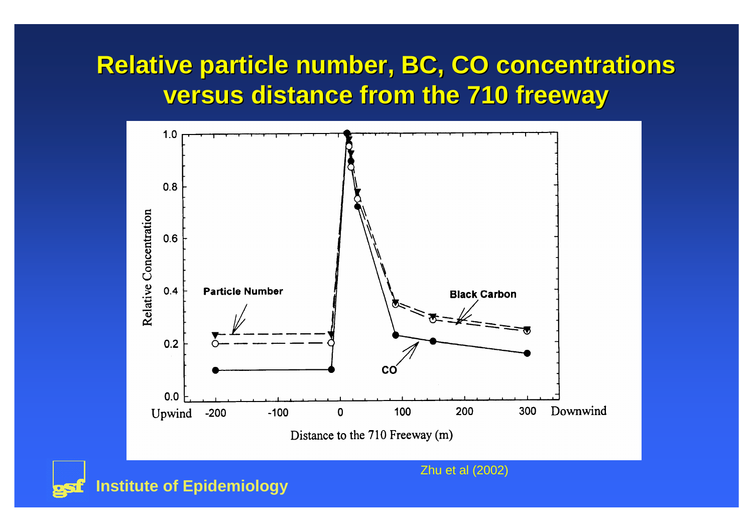# Relative particle number, BC, CO concentrations versus distance from the 710 freeway

Zhu et al (2002)

Institute of Epidemiology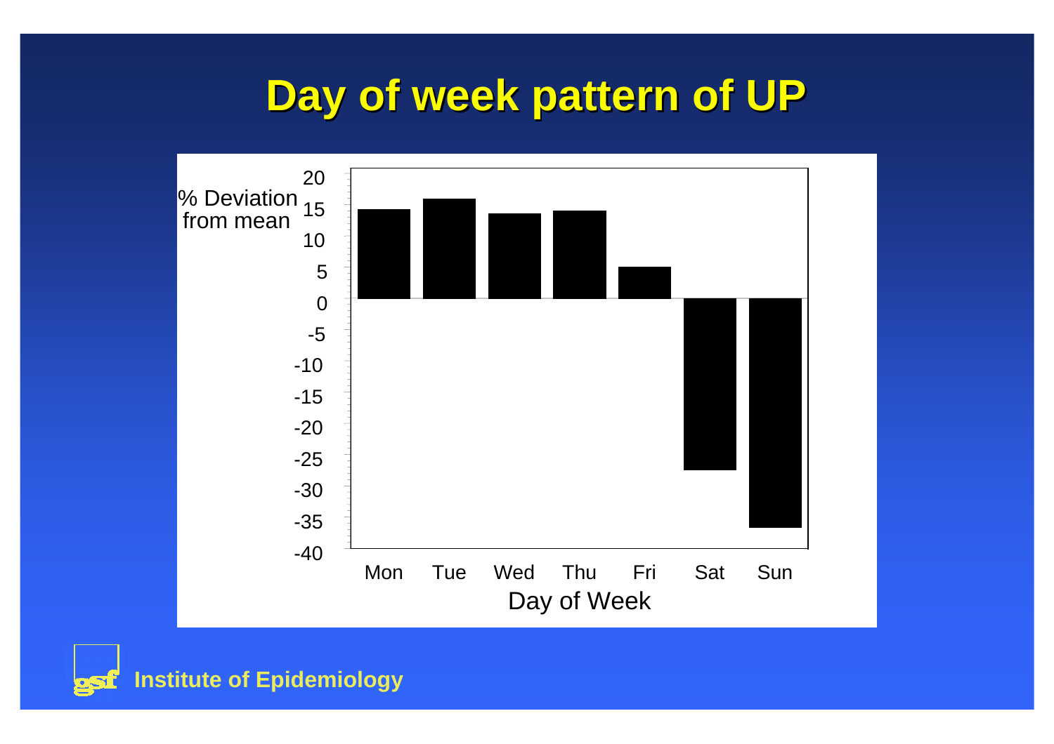# Day of week pattern of UP

% Deviation from mean

| Day of Week | % Deviation from mean |
|---|---|
| Mon | ~14 |
| Tue | ~16 |
| Wed | ~13.5 |
| Thu | ~14 |
| Fri | ~5 |
| Sat | ~-27.5 |
| Sun | ~-37 |

Institute of Epidemiology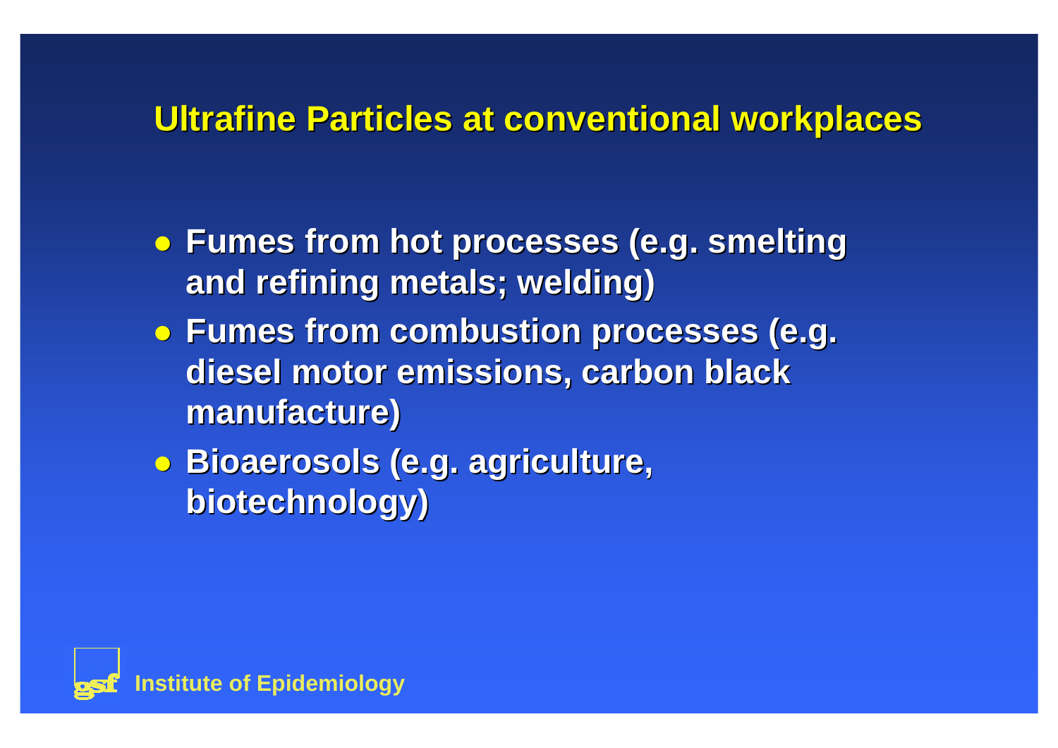## Ultrafine Particles at conventional workplaces

- Fumes from hot processes (e.g. smelting and refining metals; welding)
- Fumes from combustion processes (e.g. diesel motor emissions, carbon black manufacture)
- Bioaerosols (e.g. agriculture, biotechnology)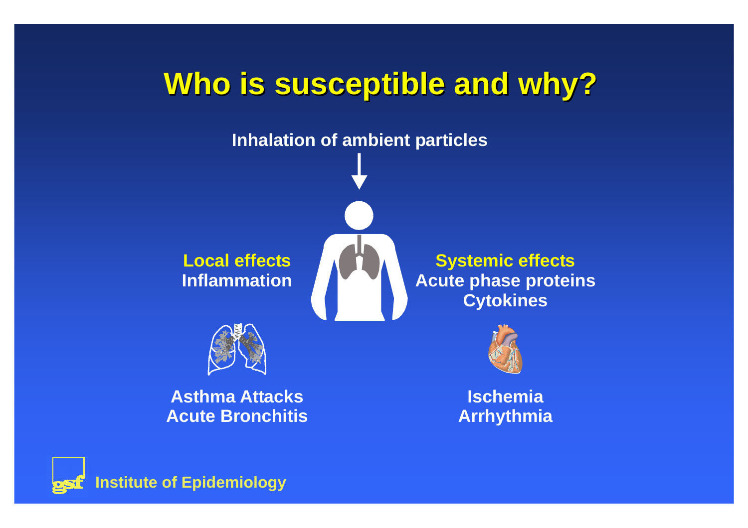# Who is susceptible and why?

**Inhalation of ambient particles**

**Local effects**
**Inflammation**

**Systemic effects**
**Acute phase proteins**
**Cytokines**

**Asthma Attacks**
**Acute Bronchitis**

**Ischemia**
**Arrhythmia**

**Institute of Epidemiology**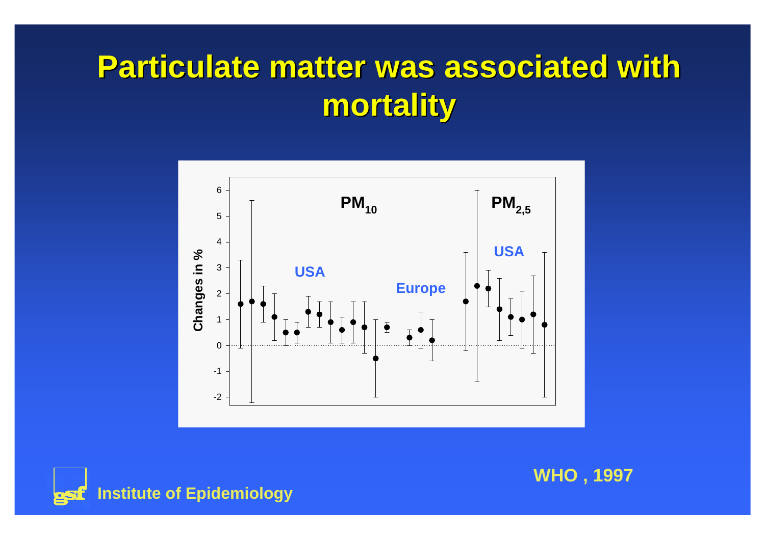# Particulate matter was associated with mortality

WHO , 1997

Institute of Epidemiology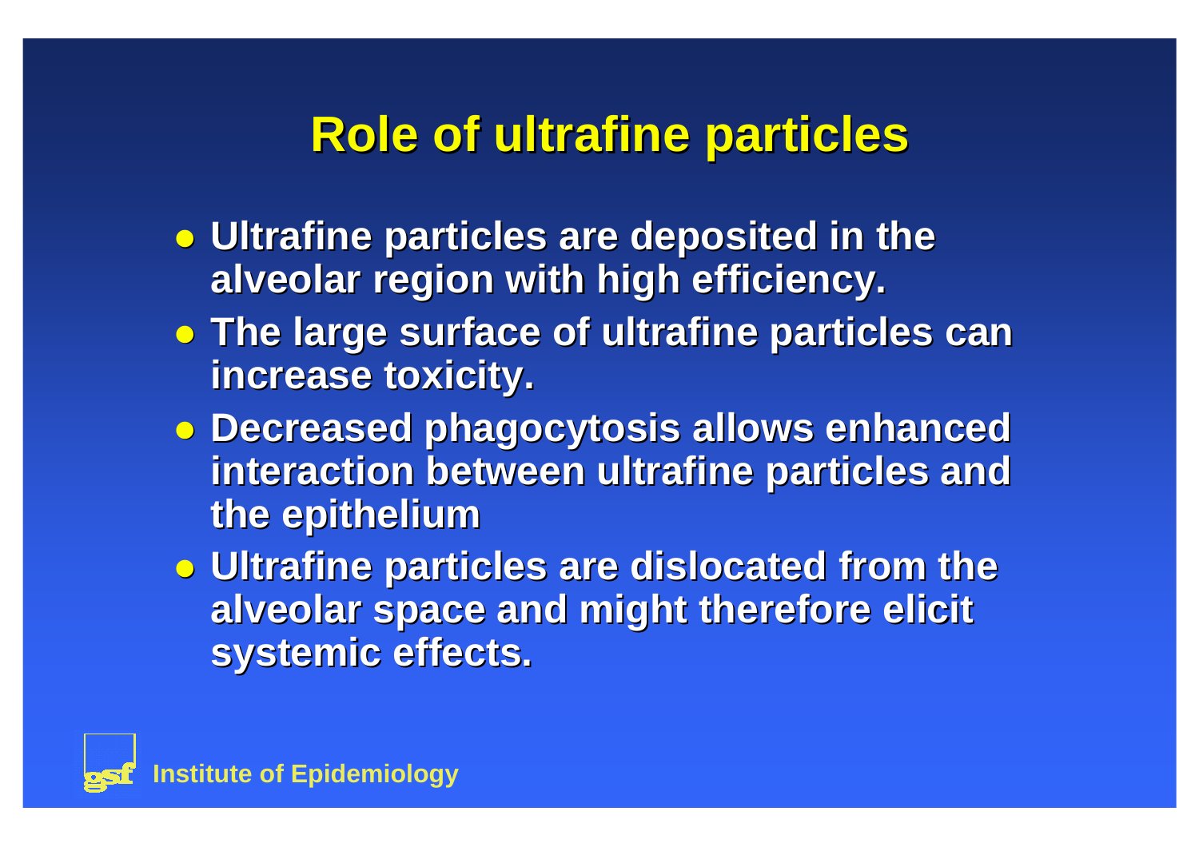# Role of ultrafine particles

- Ultrafine particles are deposited in the alveolar region with high efficiency.
- The large surface of ultrafine particles can increase toxicity.
- Decreased phagocytosis allows enhanced interaction between ultrafine particles and the epithelium
- Ultrafine particles are dislocated from the alveolar space and might therefore elicit systemic effects.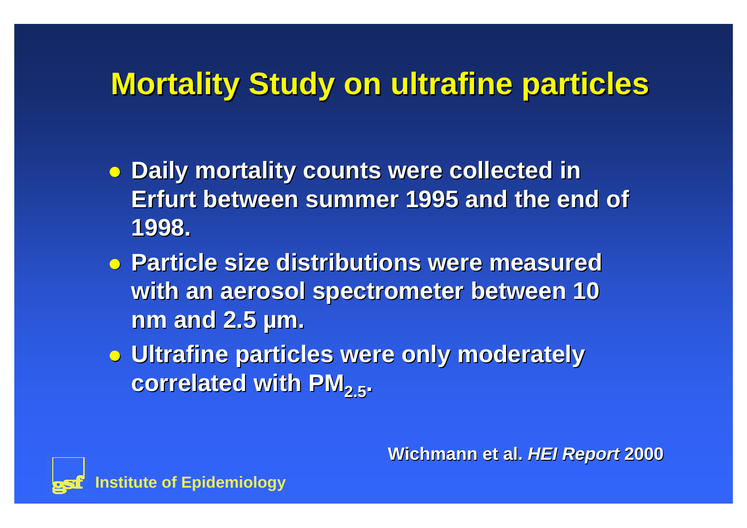# Mortality Study on ultrafine particles

- Daily mortality counts were collected in Erfurt between summer 1995 and the end of 1998.
- Particle size distributions were measured with an aerosol spectrometer between 10 nm and 2.5 µm.
- Ultrafine particles were only moderately correlated with $PM_{2.5}$.

Wichmann et al. *HEI Report* 2000

Institute of Epidemiology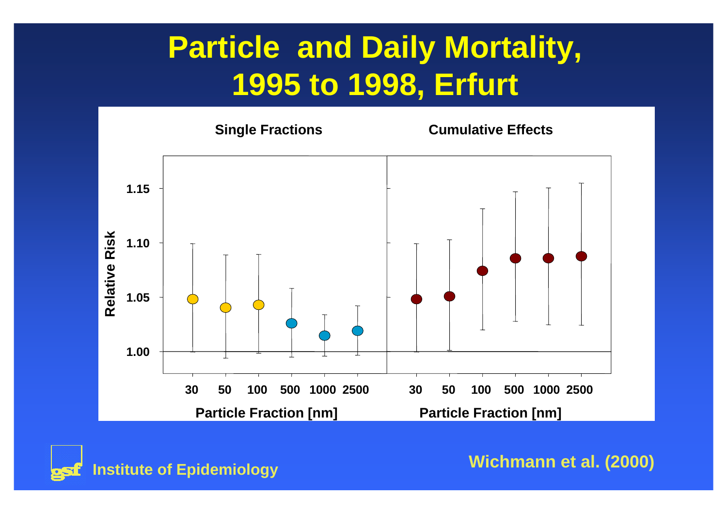# Particle and Daily Mortality, 1995 to 1998, Erfurt

**Single Fractions** | **Cumulative Effects**

Relative Risk

1.15

1.10

1.05

1.00

30 50 100 500 1000 2500

Particle Fraction [nm]

30 50 100 500 1000 2500

Particle Fraction [nm]

Institute of Epidemiology

Wichmann et al. (2000)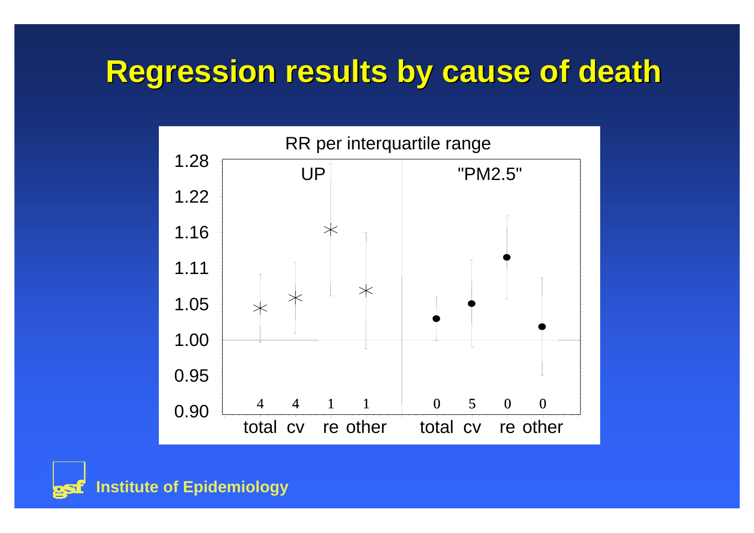# Regression results by cause of death

RR per interquartile range

| | UP | | | | "PM2.5" | | | |
|---|---|---|---|---|---|---|---|---|
| | total | cv | re | other | total | cv | re | other |
| | 4 | 4 | 1 | 1 | 0 | 5 | 0 | 0 |

Institute of Epidemiology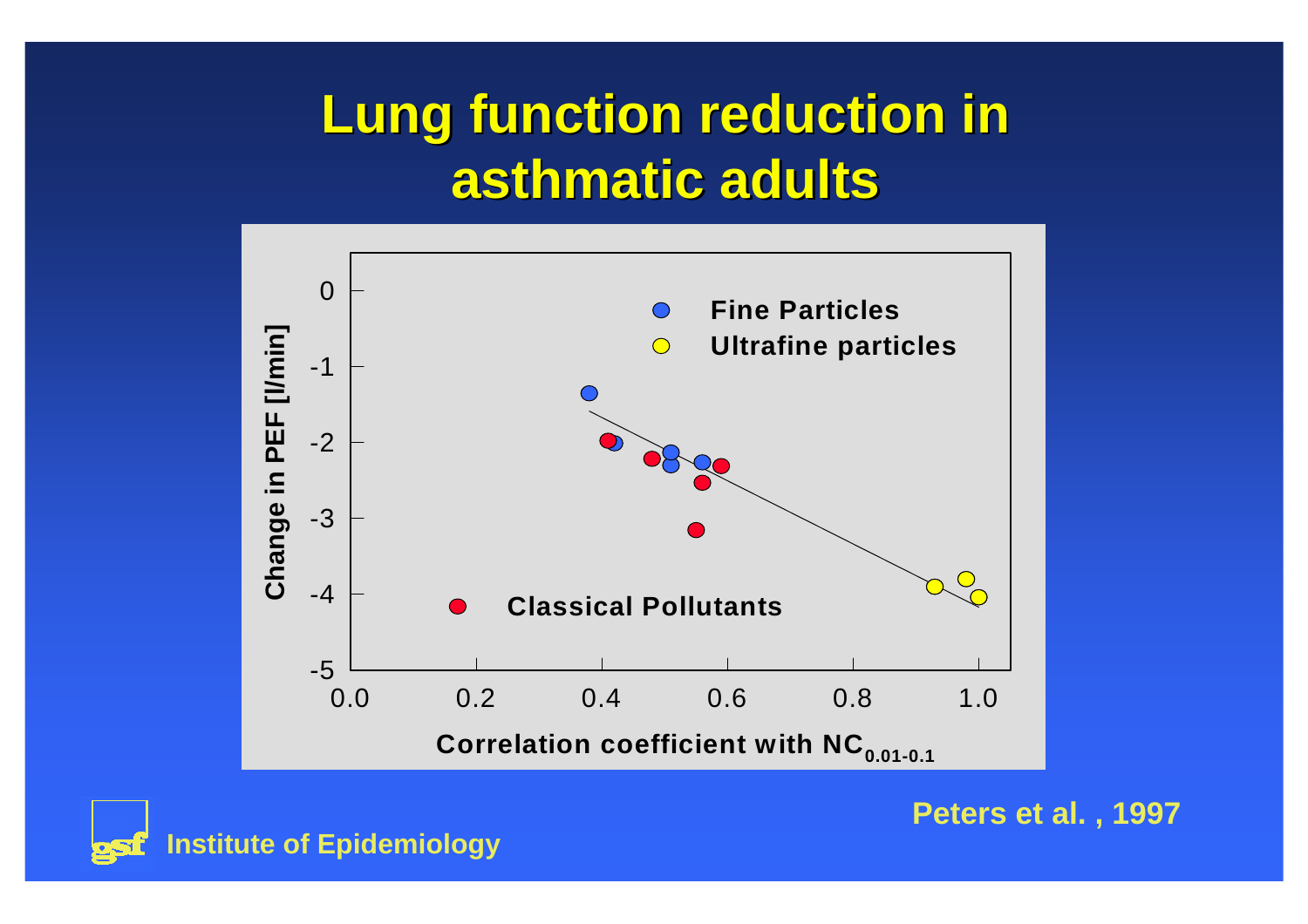# Lung function reduction in asthmatic adults

Fine Particles

Ultrafine particles

Classical Pollutants

Change in PEF [l/min]

Correlation coefficient with $NC_{0.01\text{-}0.1}$

Peters et al. , 1997

Institute of Epidemiology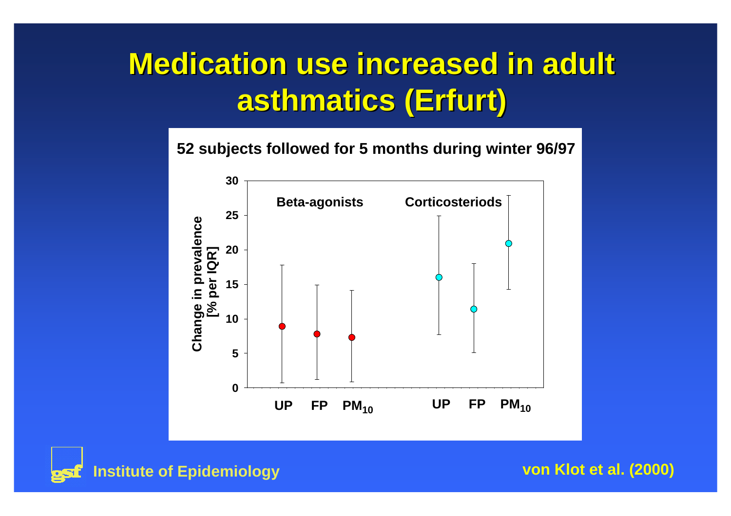# Medication use increased in adult asthmatics (Erfurt)

52 subjects followed for 5 months during winter 96/97

Change in prevalence [% per IQR]

Beta-agonists | Corticosteriods

UP FP $PM_{10}$ | UP FP $PM_{10}$

Institute of Epidemiology

von Klot et al. (2000)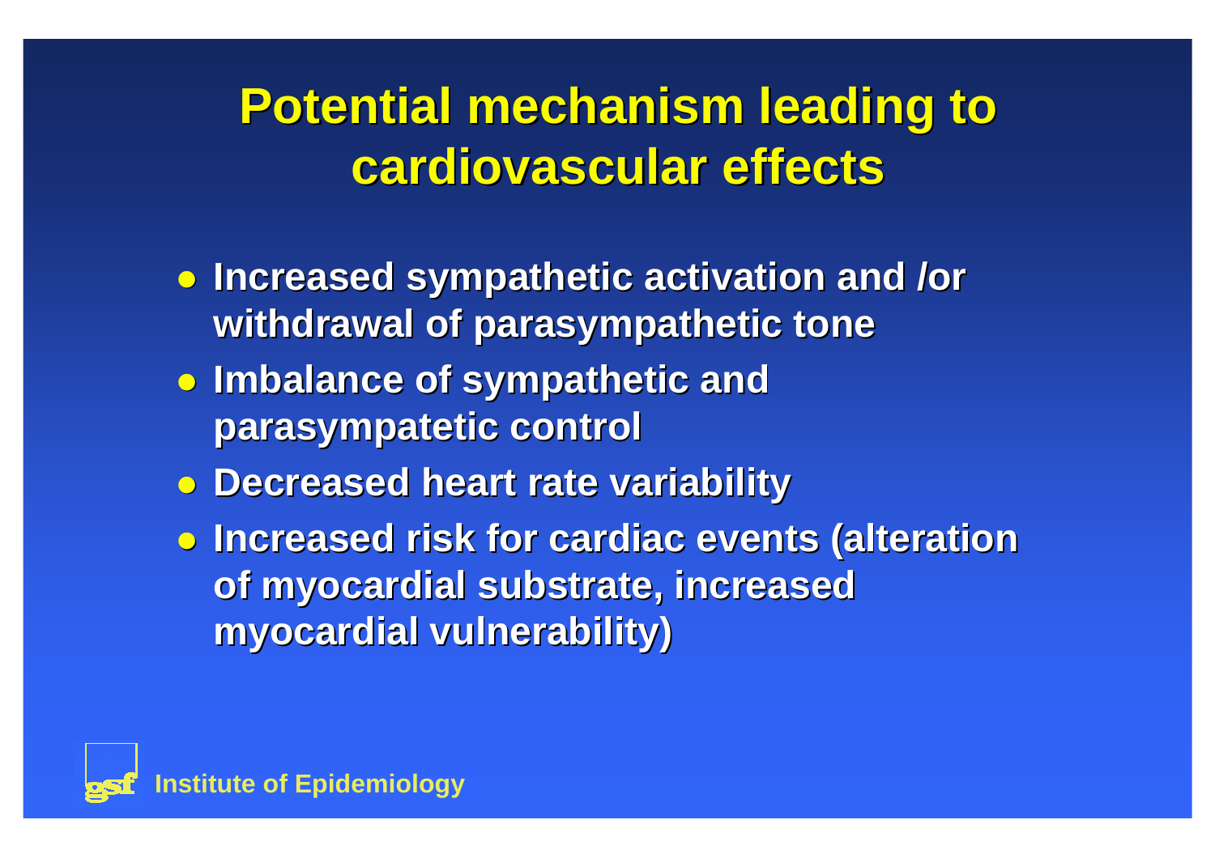# Potential mechanism leading to cardiovascular effects

- Increased sympathetic activation and /or withdrawal of parasympathetic tone
- Imbalance of sympathetic and parasympatetic control
- Decreased heart rate variability
- Increased risk for cardiac events (alteration of myocardial substrate, increased myocardial vulnerability)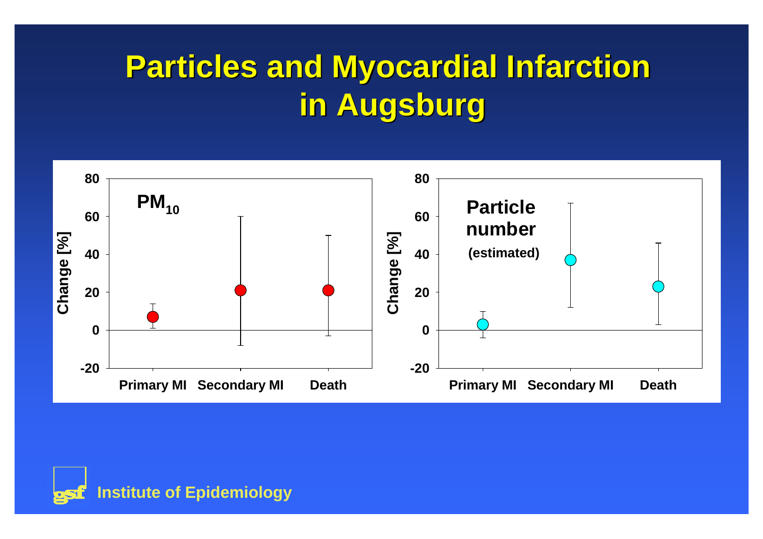# Particles and Myocardial Infarction in Augsburg

$PM_{10}$

Change [%]

80, 60, 40, 20, 0, -20

Primary MI | Secondary MI | Death

Particle number (estimated)

Change [%]

80, 60, 40, 20, 0, -20

Primary MI | Secondary MI | Death

gsf Institute of Epidemiology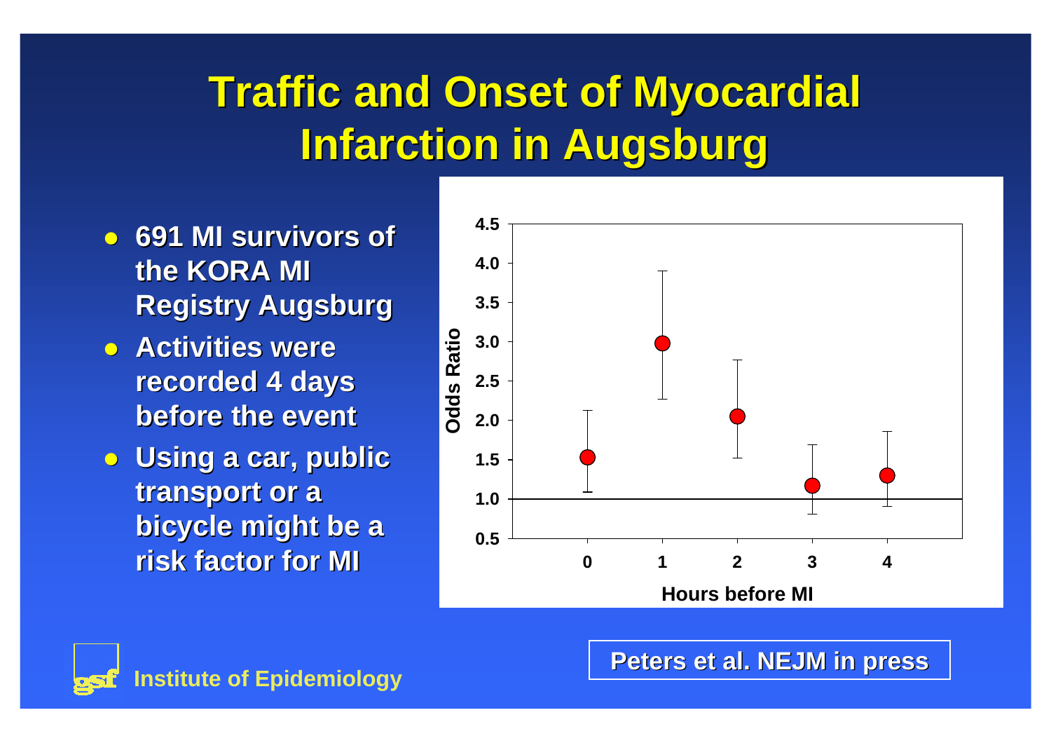# Traffic and Onset of Myocardial Infarction in Augsburg

- **691 MI survivors of the KORA MI Registry Augsburg**
- **Activities were recorded 4 days before the event**
- **Using a car, public transport or a bicycle might be a risk factor for MI**

Odds Ratio

Hours before MI

**Peters et al. NEJM in press**

**Institute of Epidemiology**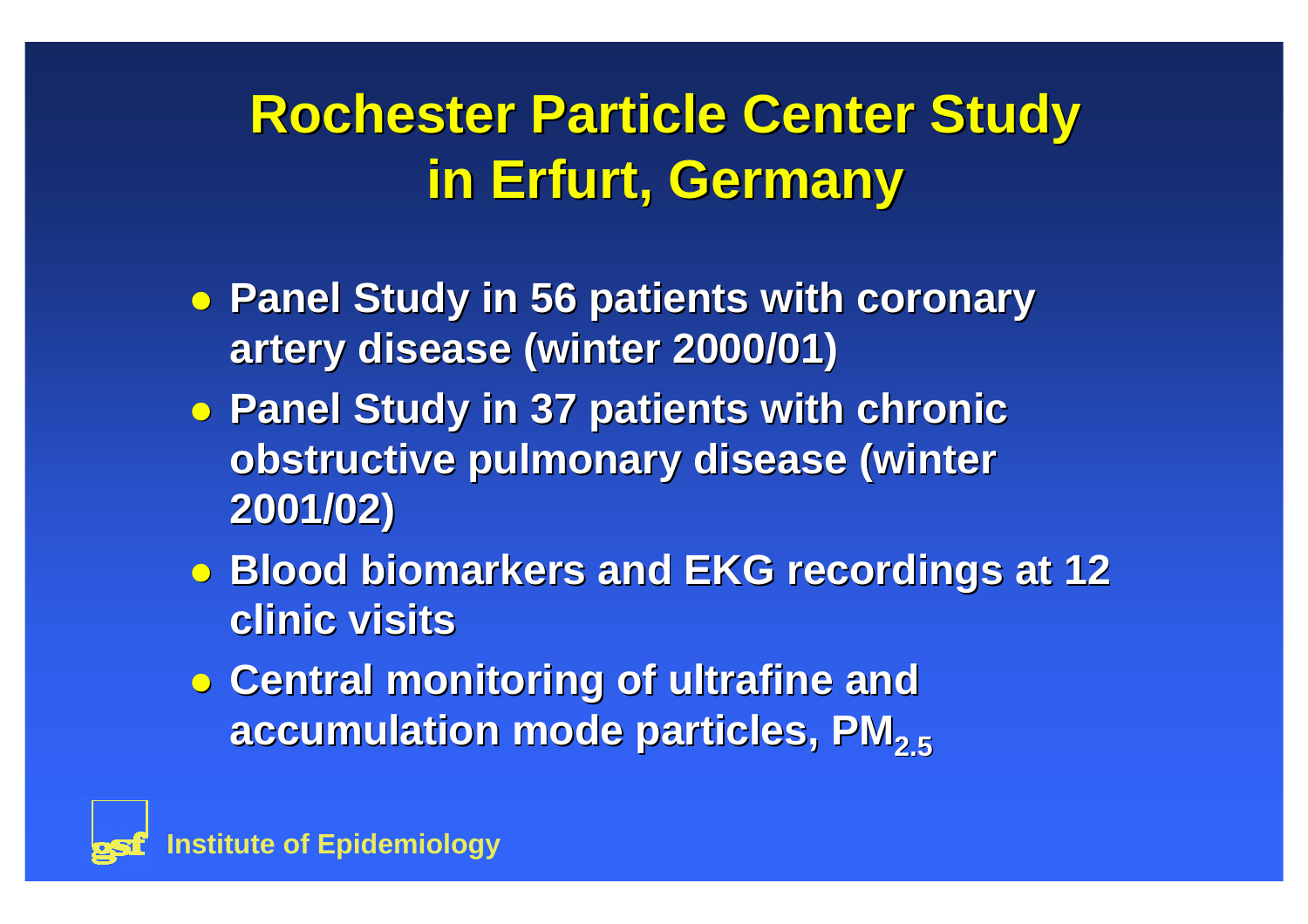# Rochester Particle Center Study in Erfurt, Germany

- Panel Study in 56 patients with coronary artery disease (winter 2000/01)
- Panel Study in 37 patients with chronic obstructive pulmonary disease (winter 2001/02)
- Blood biomarkers and EKG recordings at 12 clinic visits
- Central monitoring of ultrafine and accumulation mode particles, $PM_{2.5}$

gsf Institute of Epidemiology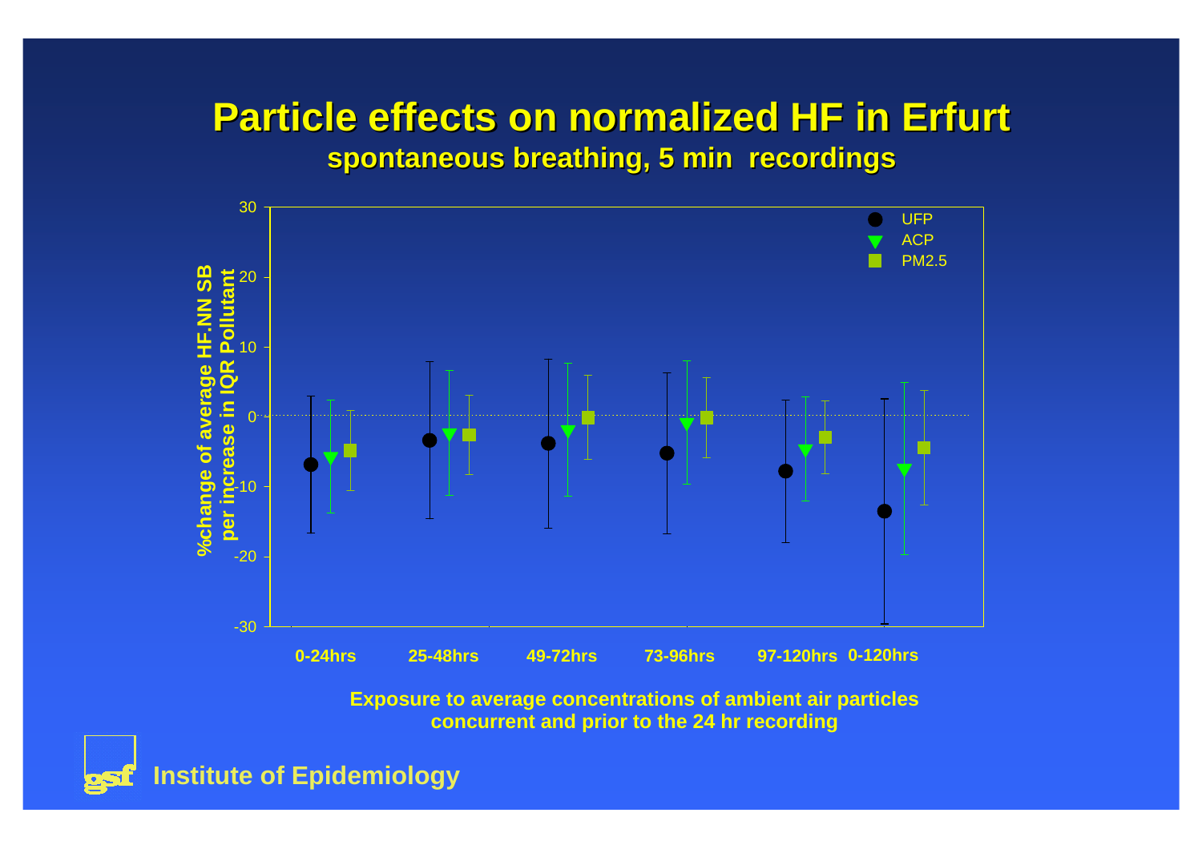# Particle effects on normalized HF in Erfurt

## spontaneous breathing, 5 min recordings

%change of average HF.NN SB per increase in IQR Pollutant

- UFP
- ACP
- PM2.5

0-24hrs | 25-48hrs | 49-72hrs | 73-96hrs | 97-120hrs | 0-120hrs

**Exposure to average concentrations of ambient air particles concurrent and prior to the 24 hr recording**

**Institute of Epidemiology**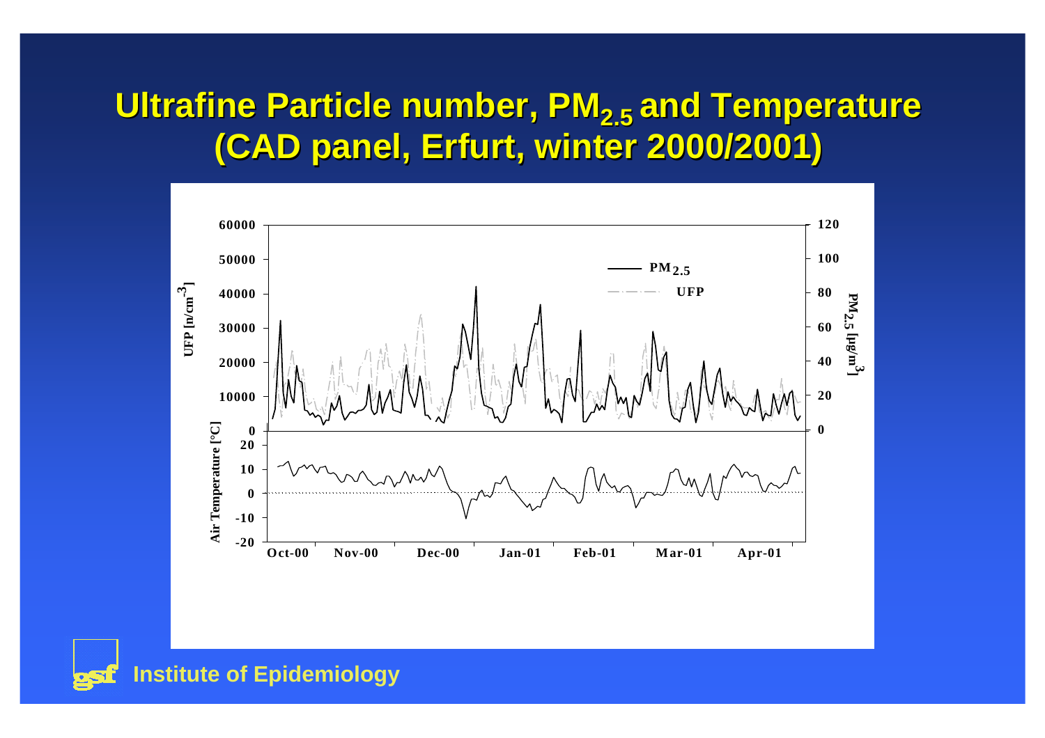# Ultrafine Particle number, $PM_{2.5}$ and Temperature (CAD panel, Erfurt, winter 2000/2001)

Institute of Epidemiology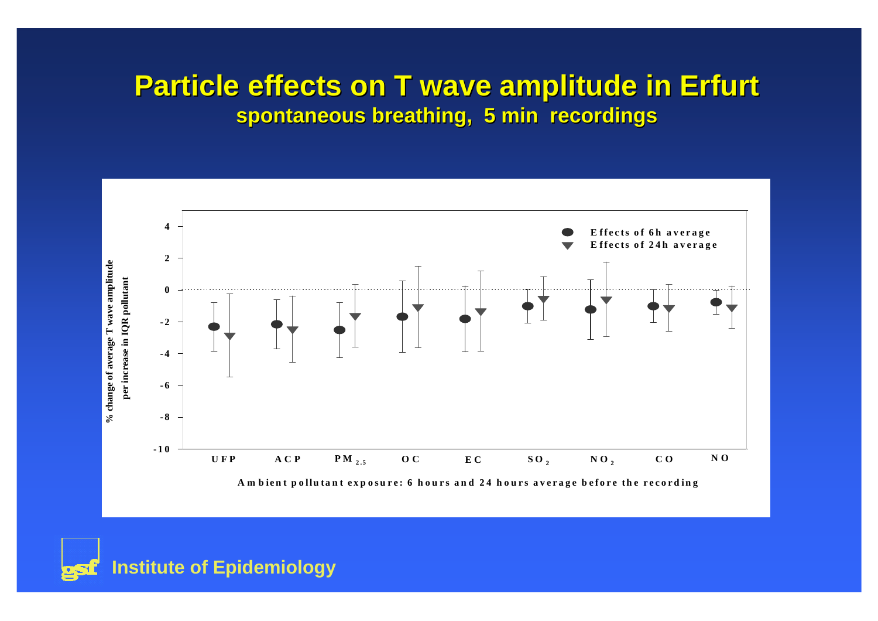# Particle effects on T wave amplitude in Erfurt

## spontaneous breathing, 5 min recordings

% change of average T wave amplitude per increase in IQR pollutant

4
2
0
-2
-4
-6
-8
-10

UFP ACP $PM_{2.5}$ OC EC $SO_2$ $NO_2$ CO NO

● Effects of 6h average

▼ Effects of 24h average

Ambient pollutant exposure: 6 hours and 24 hours average before the recording

Institute of Epidemiology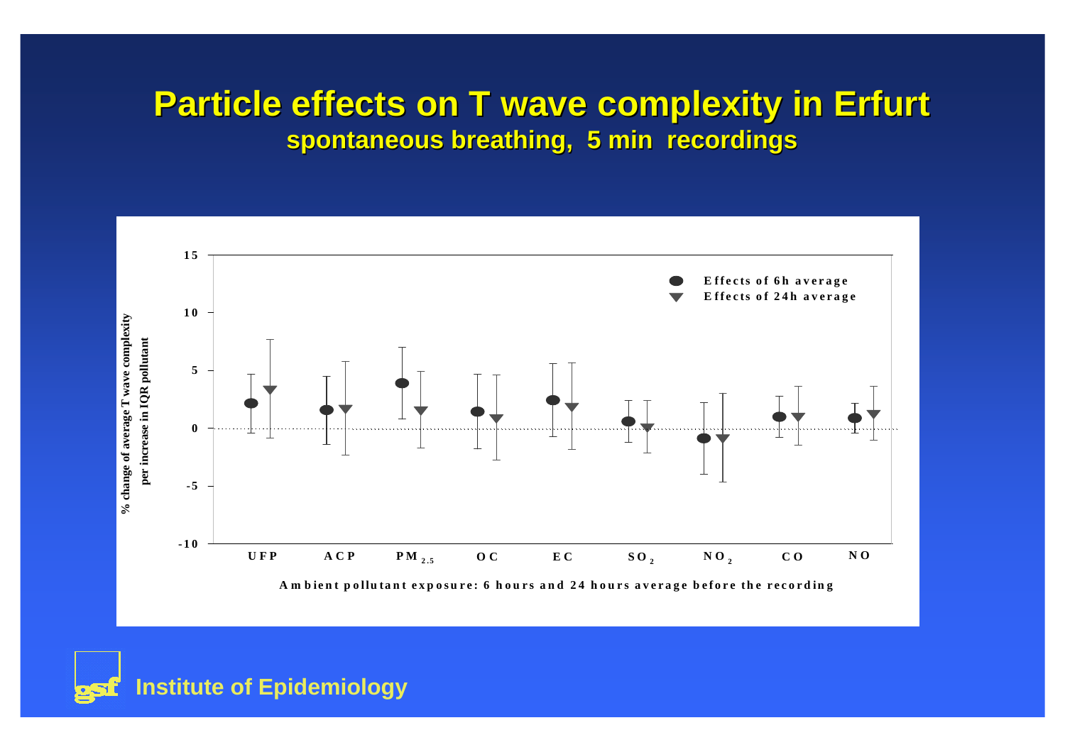# Particle effects on T wave complexity in Erfurt

## spontaneous breathing, 5 min recordings

% change of average T wave complexity per increase in IQR pollutant

15
10
5
0
-5
-10

● Effects of 6h average
▼ Effects of 24h average

UFP ACP $PM_{2.5}$ OC EC $SO_2$ $NO_2$ CO NO

Ambient pollutant exposure: 6 hours and 24 hours average before the recording

Institute of Epidemiology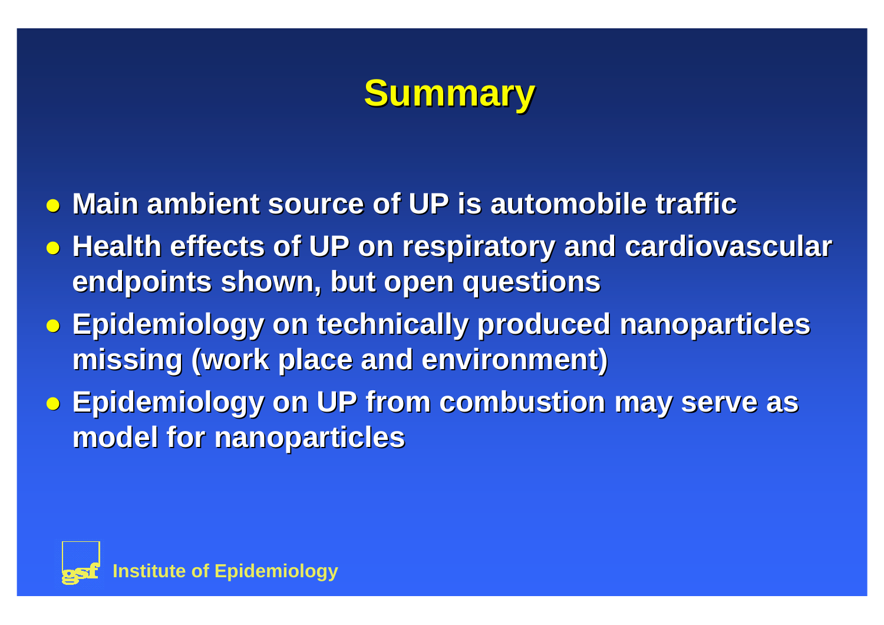# Summary

- Main ambient source of UP is automobile traffic
- Health effects of UP on respiratory and cardiovascular endpoints shown, but open questions
- Epidemiology on technically produced nanoparticles missing (work place and environment)
- Epidemiology on UP from combustion may serve as model for nanoparticles

gsf Institute of Epidemiology